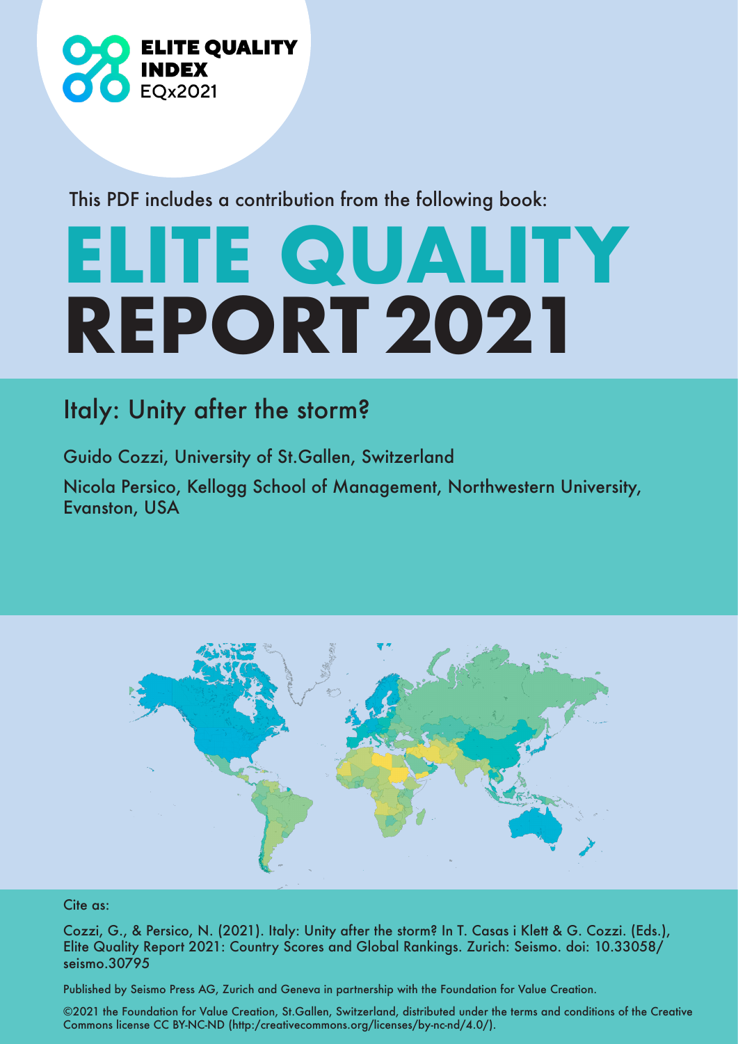ELITE QUALITY INDEX
EQx2021

This PDF includes a contribution from the following book:

# ELITE QUALITY REPORT 2021

## Italy: Unity after the storm?

Guido Cozzi, University of St.Gallen, Switzerland

Nicola Persico, Kellogg School of Management, Northwestern University, Evanston, USA

Cite as:

Cozzi, G., & Persico, N. (2021). Italy: Unity after the storm? In T. Casas i Klett & G. Cozzi. (Eds.), Elite Quality Report 2021: Country Scores and Global Rankings. Zurich: Seismo. doi: 10.33058/seismo.30795

Published by Seismo Press AG, Zurich and Geneva in partnership with the Foundation for Value Creation.

©2021 the Foundation for Value Creation, St.Gallen, Switzerland, distributed under the terms and conditions of the Creative Commons license CC BY-NC-ND (http:/creativecommons.org/licenses/by-nc-nd/4.0/).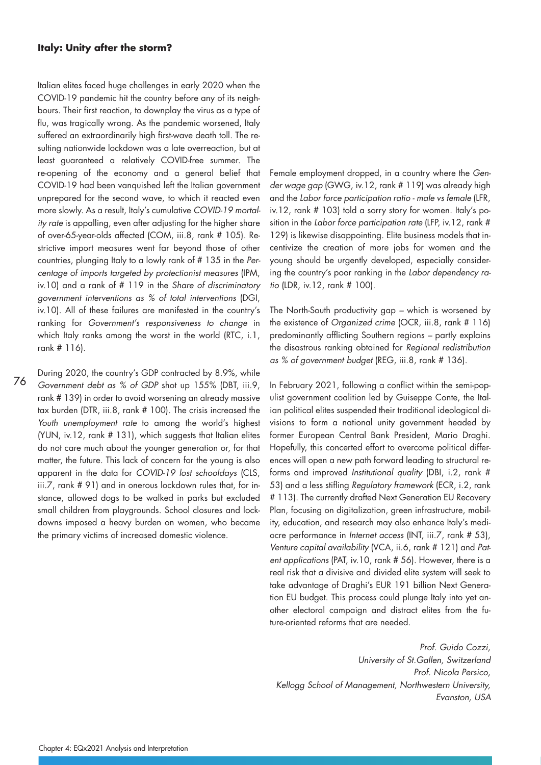### Italy: Unity after the storm?

Italian elites faced huge challenges in early 2020 when the COVID-19 pandemic hit the country before any of its neighbours. Their first reaction, to downplay the virus as a type of flu, was tragically wrong. As the pandemic worsened, Italy suffered an extraordinarily high first-wave death toll. The resulting nationwide lockdown was a late overreaction, but at least guaranteed a relatively COVID-free summer. The re-opening of the economy and a general belief that COVID-19 had been vanquished left the Italian government unprepared for the second wave, to which it reacted even more slowly. As a result, Italy's cumulative *COVID-19 mortality rate* is appalling, even after adjusting for the higher share of over-65-year-olds affected (COM, iii.8, rank # 105). Restrictive import measures went far beyond those of other countries, plunging Italy to a lowly rank of # 135 in the *Percentage of imports targeted by protectionist measures* (IPM, iv.10) and a rank of # 119 in the *Share of discriminatory government interventions as % of total interventions* (DGI, iv.10). All of these failures are manifested in the country's ranking for *Government's responsiveness to change* in which Italy ranks among the worst in the world (RTC, i.1, rank # 116).

During 2020, the country's GDP contracted by 8.9%, while *Government debt as % of GDP* shot up 155% (DBT, iii.9, rank # 139) in order to avoid worsening an already massive tax burden (DTR, iii.8, rank # 100). The crisis increased the *Youth unemployment rate* to among the world's highest (YUN, iv.12, rank # 131), which suggests that Italian elites do not care much about the younger generation or, for that matter, the future. This lack of concern for the young is also apparent in the data for *COVID-19 lost schooldays* (CLS, iii.7, rank # 91) and in onerous lockdown rules that, for instance, allowed dogs to be walked in parks but excluded small children from playgrounds. School closures and lockdowns imposed a heavy burden on women, who became the primary victims of increased domestic violence.

Female employment dropped, in a country where the *Gender wage gap* (GWG, iv.12, rank # 119) was already high and the *Labor force participation ratio - male vs female* (LFR, iv.12, rank # 103) told a sorry story for women. Italy's position in the *Labor force participation rate* (LFP, iv.12, rank # 129) is likewise disappointing. Elite business models that incentivize the creation of more jobs for women and the young should be urgently developed, especially considering the country's poor ranking in the *Labor dependency ratio* (LDR, iv.12, rank # 100).

The North-South productivity gap – which is worsened by the existence of *Organized crime* (OCR, iii.8, rank # 116) predominantly afflicting Southern regions – partly explains the disastrous ranking obtained for *Regional redistribution as % of government budget* (REG, iii.8, rank # 136).

In February 2021, following a conflict within the semi-populist government coalition led by Guiseppe Conte, the Italian political elites suspended their traditional ideological divisions to form a national unity government headed by former European Central Bank President, Mario Draghi. Hopefully, this concerted effort to overcome political differences will open a new path forward leading to structural reforms and improved *Institutional quality* (DBI, i.2, rank # 53) and a less stifling *Regulatory framework* (ECR, i.2, rank # 113). The currently drafted Next Generation EU Recovery Plan, focusing on digitalization, green infrastructure, mobility, education, and research may also enhance Italy's mediocre performance in *Internet access* (INT, iii.7, rank # 53), *Venture capital availability* (VCA, ii.6, rank # 121) and *Patent applications* (PAT, iv.10, rank # 56). However, there is a real risk that a divisive and divided elite system will seek to take advantage of Draghi's EUR 191 billion Next Generation EU budget. This process could plunge Italy into yet another electoral campaign and distract elites from the future-oriented reforms that are needed.

*Prof. Guido Cozzi,*
*University of St.Gallen, Switzerland*
*Prof. Nicola Persico,*
*Kellogg School of Management, Northwestern University, Evanston, USA*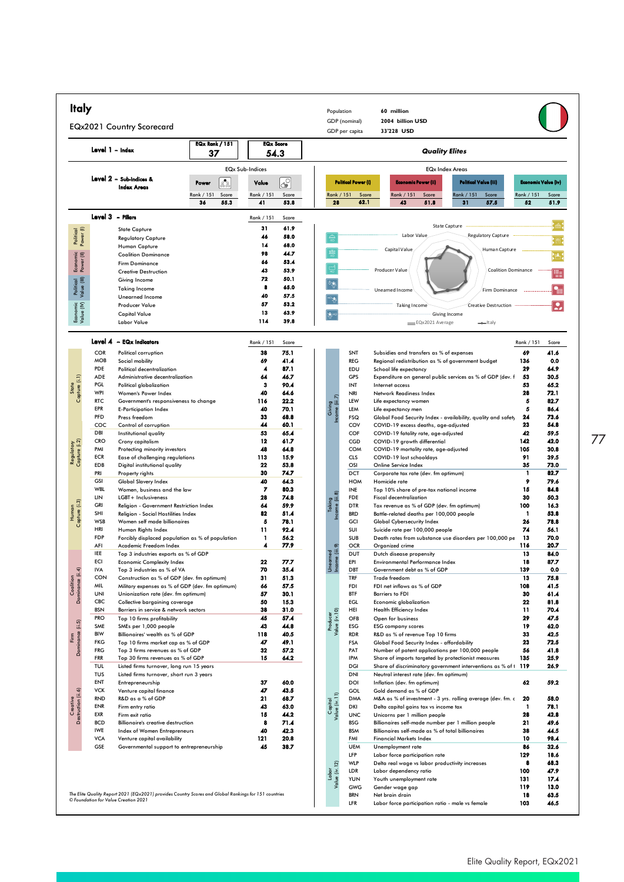# Italy

## EQx2021 Country Scorecard

Population: 60 million
GDP (nominal): 2004 billion USD
GDP per capita: 33'228 USD

### Level 1 – Index

| EQx Rank / 151 | EQx Score | |
|---|---|---|
| 37 | 54.3 | Quality Elites |

### Level 2 – Sub-Indices & Index Areas

EQx Sub-Indices

| | Rank / 151 | Score |
|---|---|---|
| Power | 36 | 55.3 |
| Value | 41 | 53.8 |

EQx Index Areas

| | Rank / 151 | Score |
|---|---|---|
| Political Power (I) | 28 | 62.1 |
| Economic Power (II) | 43 | 51.8 |
| Political Value (III) | 31 | 57.5 |
| Economic Value (IV) | 52 | 51.9 |

### Level 3 – Pillars

| Area | Pillar | Rank / 151 | Score |
|---|---|---|---|
| Political Power (I) | State Capture | 31 | 61.9 |
| | Regulatory Capture | 46 | 58.0 |
| | Human Capture | 14 | 68.0 |
| Economic Power (II) | Coalition Dominance | 98 | 44.7 |
| | Firm Dominance | 66 | 53.4 |
| | Creative Destruction | 43 | 53.9 |
| Political Value (III) | Giving Income | 72 | 50.1 |
| | Taking Income | 8 | 65.0 |
| | Unearned Income | 40 | 57.5 |
| Economic Value (IV) | Producer Value | 57 | 53.2 |
| | Capital Value | 13 | 63.9 |
| | Labor Value | 114 | 39.8 |

State Capture
Labor Value
Regulatory Capture
Capital Value
Human Capture
Producer Value
Coalition Dominance
Unearned Income
Firm Dominance
Taking Income
Creative Destruction
Giving Income
EQx2021 Average
Italy

### Level 4 – EQx Indicators

| Pillar | Code | Indicator | Rank / 151 | Score |
|---|---|---|---|---|
| State Capture (i.1) | COR | Political corruption | 38 | 75.1 |
| | MOB | Social mobility | 69 | 41.4 |
| | PDE | Political decentralization | 4 | 87.1 |
| | ADE | Administrative decentralization | 64 | 46.7 |
| | PGL | Political globalization | 3 | 90.4 |
| | WPI | Women's Power Index | 40 | 64.6 |
| | RTC | Government's responsiveness to change | 116 | 22.2 |
| | EPR | E-Participation Index | 40 | 70.1 |
| | PFD | Press freedom | 33 | 68.8 |
| | COC | Control of corruption | 44 | 60.1 |
| Regulatory Capture (i.2) | DBI | Institutional quality | 53 | 65.4 |
| | CRO | Crony capitalism | 12 | 61.7 |
| | PMI | Protecting minority investors | 48 | 64.8 |
| | ECR | Ease of challenging regulations | 113 | 15.9 |
| | EDB | Digital institutional quality | 22 | 53.8 |
| | PRI | Property rights | 30 | 74.7 |
| Human Capture (i.3) | GSI | Global Slavery Index | 40 | 64.3 |
| | WBL | Women, business and the law | 7 | 80.3 |
| | LIN | LGBT+ Inclusiveness | 28 | 74.8 |
| | GRI | Religion - Government Restriction Index | 64 | 59.9 |
| | SHI | Religion - Social Hostilities Index | 82 | 51.4 |
| | WSB | Women self made billionaires | 5 | 78.1 |
| | HRI | Human Rights Index | 11 | 92.4 |
| | FDP | Forcibly displaced population as % of population | 1 | 56.2 |
| | AFI | Academic Freedom Index | 4 | 77.9 |
| Coalition Dominance (ii.4) | IEE | Top 3 industries exports as % of GDP | | |
| | ECI | Economic Complexity Index | 22 | 77.7 |
| | IVA | Top 3 industries as % of VA | 70 | 35.4 |
| | CON | Construction as % of GDP (dev. fm optimum) | 31 | 51.3 |
| | MIL | Military expenses as % of GDP (dev. fm optimum) | 66 | 57.5 |
| | UNI | Unionization rate (dev. fm optimum) | 57 | 30.1 |
| | CBC | Collective bargaining coverage | 50 | 15.3 |
| | BSN | Barriers in service & network sectors | 38 | 31.0 |
| Firm Dominance (ii.5) | PRO | Top 10 firms profitability | 45 | 57.4 |
| | SME | SMEs per 1,000 people | 43 | 44.8 |
| | BIW | Billionaires' wealth as % of GDP | 118 | 40.5 |
| | FKG | Top 10 firms market cap as % of GDP | 47 | 49.1 |
| | FRG | Top 3 firms revenues as % of GDP | 32 | 57.2 |
| | FRR | Top 30 firms revenues as % of GDP | 15 | 64.2 |
| | TUL | Listed firms turnover, long run 15 years | | |
| | TUS | Listed firms turnover, short run 3 years | | |
| Creative Destruction (ii.6) | ENT | Entrepreneurship | 37 | 60.0 |
| | VCK | Venture capital finance | 47 | 43.5 |
| | RND | R&D as a % of GDP | 21 | 68.7 |
| | ENR | Firm entry ratio | 43 | 63.0 |
| | EXR | Firm exit ratio | 15 | 44.2 |
| | BCD | Billionaire's creative destruction | 8 | 71.4 |
| | IWE | Index of Women Entrepreneurs | 40 | 42.3 |
| | VCA | Venture capital availability | 121 | 20.8 |
| | GSE | Governmental support to entrepreneurship | 45 | 38.7 |
| Giving Income (iii.7) | SNT | Subsidies and transfers as % of expenses | 69 | 41.6 |
| | REG | Regional redistribution as % of government budget | 136 | 0.0 |
| | EDU | School life expectancy | 29 | 64.9 |
| | GPS | Expenditure on general public services as % of GDP (dev. f | 53 | 30.5 |
| | INT | Internet access | 53 | 65.2 |
| | NRI | Network Readiness Index | 28 | 72.1 |
| | LEW | Life expectancy women | 5 | 82.7 |
| | LEM | Life expectancy men | 5 | 86.4 |
| | FSQ | Global Food Security Index - availability, quality and safety | 24 | 73.6 |
| | COV | COVID-19 excess deaths, age-adjusted | 23 | 54.8 |
| | COF | COVID-19 fatality rate, age-adjusted | 42 | 59.5 |
| | CGD | COVID-19 growth differential | 142 | 42.0 |
| | COM | COVID-19 mortality rate, age-adjusted | 105 | 30.8 |
| | CLS | COVID-19 lost schooldays | 91 | 39.5 |
| | OSI | Online Service Index | 35 | 73.0 |
| Taking Income (iii.8) | DCT | Corporate tax rate (dev. fm optimum) | 1 | 82.7 |
| | HOM | Homicide rate | 9 | 79.6 |
| | INE | Top 10% share of pre-tax national income | 15 | 84.8 |
| | FDE | Fiscal decentralization | 30 | 50.3 |
| | DTR | Tax revenue as % of GDP (dev. fm optimum) | 100 | 16.3 |
| | BRD | Battle-related deaths per 100,000 people | 1 | 53.8 |
| | GCI | Global Cybersecurity Index | 26 | 78.8 |
| | SUI | Suicide rate per 100,000 people | 74 | 56.1 |
| | SUB | Death rates from substance use disorders per 100,000 pe | 13 | 70.0 |
| | OCR | Organized crime | 116 | 20.7 |
| Unearned Income (iii.9) | DUT | Dutch disease propensity | 13 | 84.0 |
| | EPI | Environmental Performance Index | 18 | 87.7 |
| | DBT | Government debt as % of GDP | 139 | 0.0 |
| Producer Value (iv.10) | TRF | Trade freedom | 13 | 75.8 |
| | FDI | FDI net inflows as % of GDP | 108 | 41.5 |
| | BTF | Barriers to FDI | 30 | 61.4 |
| | EGL | Economic globalization | 22 | 81.8 |
| | HEI | Health Efficiency Index | 11 | 70.4 |
| | OFB | Open for business | 29 | 47.5 |
| | ESG | ESG company scores | 19 | 62.0 |
| | RDR | R&D as % of revenue Top 10 firms | 33 | 42.5 |
| | FSA | Global Food Security Index - affordability | 23 | 72.5 |
| | PAT | Number of patent applications per 100,000 people | 56 | 41.8 |
| | IPM | Share of imports targeted by protectionist measures | 135 | 25.9 |
| | DGI | Share of discriminatory government interventions as % of t | 119 | 26.9 |
| Capital Value (iv.11) | DNI | Neutral interest rate (dev. fm optimum) | | |
| | DOI | Inflation (dev. fm optimum) | 62 | 59.2 |
| | GOL | Gold demand as % of GDP | | |
| | DMA | M&A as % of investment - 3 yrs. rolling average (dev. fm. c | 20 | 58.0 |
| | DKI | Delta capital gains tax vs income tax | 1 | 78.1 |
| | UNC | Unicorns per 1 million people | 28 | 42.8 |
| | BSG | Billionaires self-made number per 1 million people | 21 | 49.6 |
| | BSM | Billionaires self-made as % of total billionaires | 38 | 44.5 |
| | FMI | Financial Markets Index | 10 | 98.4 |
| Labor Value (iv.12) | UEM | Unemployment rate | 86 | 32.6 |
| | LFP | Labor force participation rate | 129 | 18.6 |
| | WLP | Delta real wage vs labor productivity increases | 8 | 68.3 |
| | LDR | Labor dependency ratio | 100 | 47.9 |
| | YUN | Youth unemployment rate | 131 | 17.4 |
| | GWG | Gender wage gap | 119 | 13.0 |
| | BRN | Net brain drain | 18 | 63.5 |
| | LFR | Labor force participation ratio - male vs female | 103 | 46.5 |

*The Elite Quality Report 2021 (EQx2021) provides Country Scores and Global Rankings for 151 countries*
*© Foundation for Value Creation 2021*